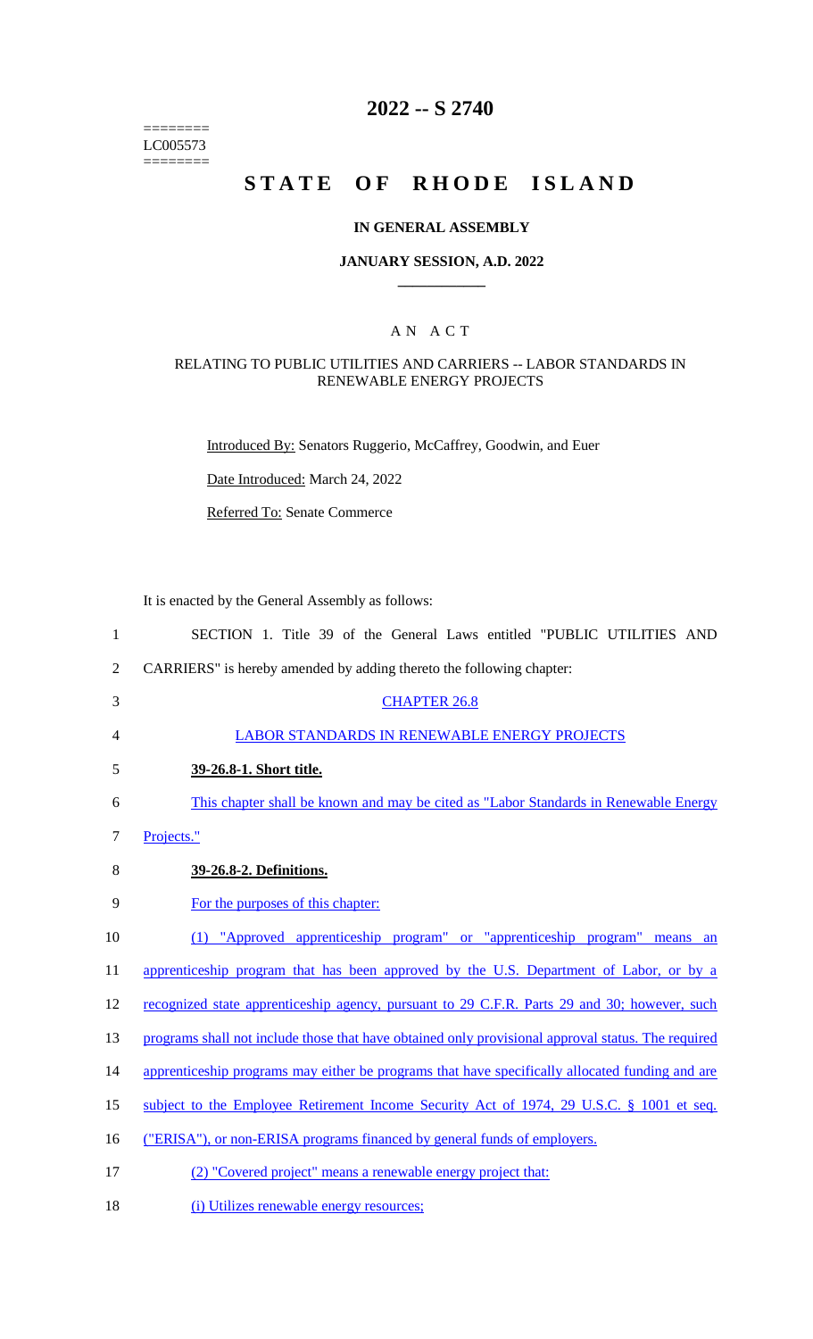========
LC005573
========

# 2022 -- S 2740

# STATE OF RHODE ISLAND

### IN GENERAL ASSEMBLY

### JANUARY SESSION, A.D. 2022

## A N A C T

### RELATING TO PUBLIC UTILITIES AND CARRIERS -- LABOR STANDARDS IN RENEWABLE ENERGY PROJECTS

Introduced By: Senators Ruggerio, McCaffrey, Goodwin, and Euer

Date Introduced: March 24, 2022

Referred To: Senate Commerce

It is enacted by the General Assembly as follows:

1 SECTION 1. Title 39 of the General Laws entitled "PUBLIC UTILITIES AND
2 CARRIERS" is hereby amended by adding thereto the following chapter:

3 CHAPTER 26.8

4 LABOR STANDARDS IN RENEWABLE ENERGY PROJECTS

5 **39-26.8-1. Short title.**

6 This chapter shall be known and may be cited as "Labor Standards in Renewable Energy
7 Projects."

8 **39-26.8-2. Definitions.**

9 For the purposes of this chapter:

10 (1) "Approved apprenticeship program" or "apprenticeship program" means an
11 apprenticeship program that has been approved by the U.S. Department of Labor, or by a
12 recognized state apprenticeship agency, pursuant to 29 C.F.R. Parts 29 and 30; however, such
13 programs shall not include those that have obtained only provisional approval status. The required
14 apprenticeship programs may either be programs that have specifically allocated funding and are
15 subject to the Employee Retirement Income Security Act of 1974, 29 U.S.C. § 1001 et seq.
16 ("ERISA"), or non-ERISA programs financed by general funds of employers.

17 (2) "Covered project" means a renewable energy project that:

18 (i) Utilizes renewable energy resources;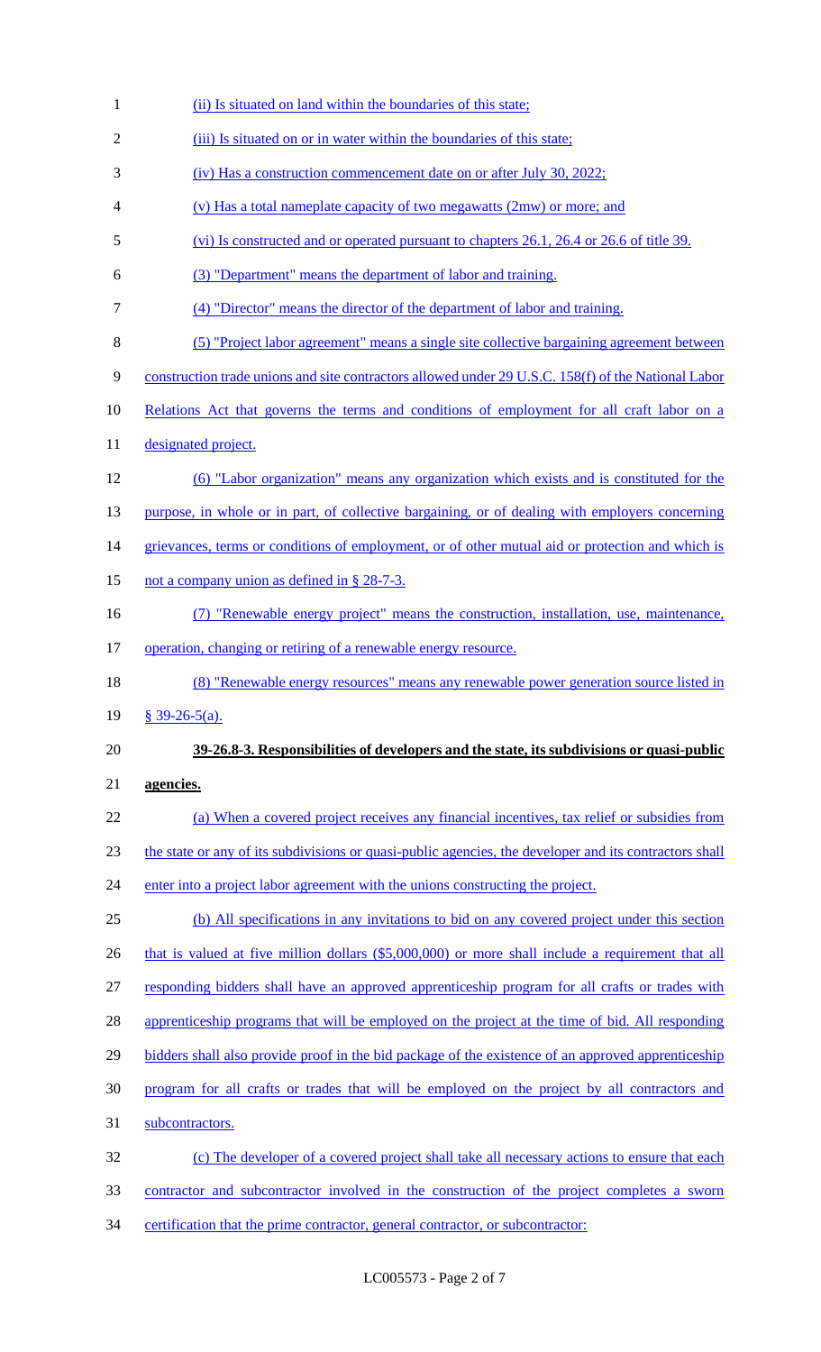(ii) Is situated on land within the boundaries of this state;

(iii) Is situated on or in water within the boundaries of this state;

(iv) Has a construction commencement date on or after July 30, 2022;

(v) Has a total nameplate capacity of two megawatts (2mw) or more; and

(vi) Is constructed and or operated pursuant to chapters 26.1, 26.4 or 26.6 of title 39.

(3) "Department" means the department of labor and training.

(4) "Director" means the director of the department of labor and training.

(5) "Project labor agreement" means a single site collective bargaining agreement between construction trade unions and site contractors allowed under 29 U.S.C. 158(f) of the National Labor Relations Act that governs the terms and conditions of employment for all craft labor on a designated project.

(6) "Labor organization" means any organization which exists and is constituted for the purpose, in whole or in part, of collective bargaining, or of dealing with employers concerning grievances, terms or conditions of employment, or of other mutual aid or protection and which is not a company union as defined in § 28-7-3.

(7) "Renewable energy project" means the construction, installation, use, maintenance, operation, changing or retiring of a renewable energy resource.

(8) "Renewable energy resources" means any renewable power generation source listed in § 39-26-5(a).

**39-26.8-3. Responsibilities of developers and the state, its subdivisions or quasi-public agencies.**

(a) When a covered project receives any financial incentives, tax relief or subsidies from the state or any of its subdivisions or quasi-public agencies, the developer and its contractors shall enter into a project labor agreement with the unions constructing the project.

(b) All specifications in any invitations to bid on any covered project under this section that is valued at five million dollars ($5,000,000) or more shall include a requirement that all responding bidders shall have an approved apprenticeship program for all crafts or trades with apprenticeship programs that will be employed on the project at the time of bid. All responding bidders shall also provide proof in the bid package of the existence of an approved apprenticeship program for all crafts or trades that will be employed on the project by all contractors and subcontractors.

(c) The developer of a covered project shall take all necessary actions to ensure that each contractor and subcontractor involved in the construction of the project completes a sworn certification that the prime contractor, general contractor, or subcontractor: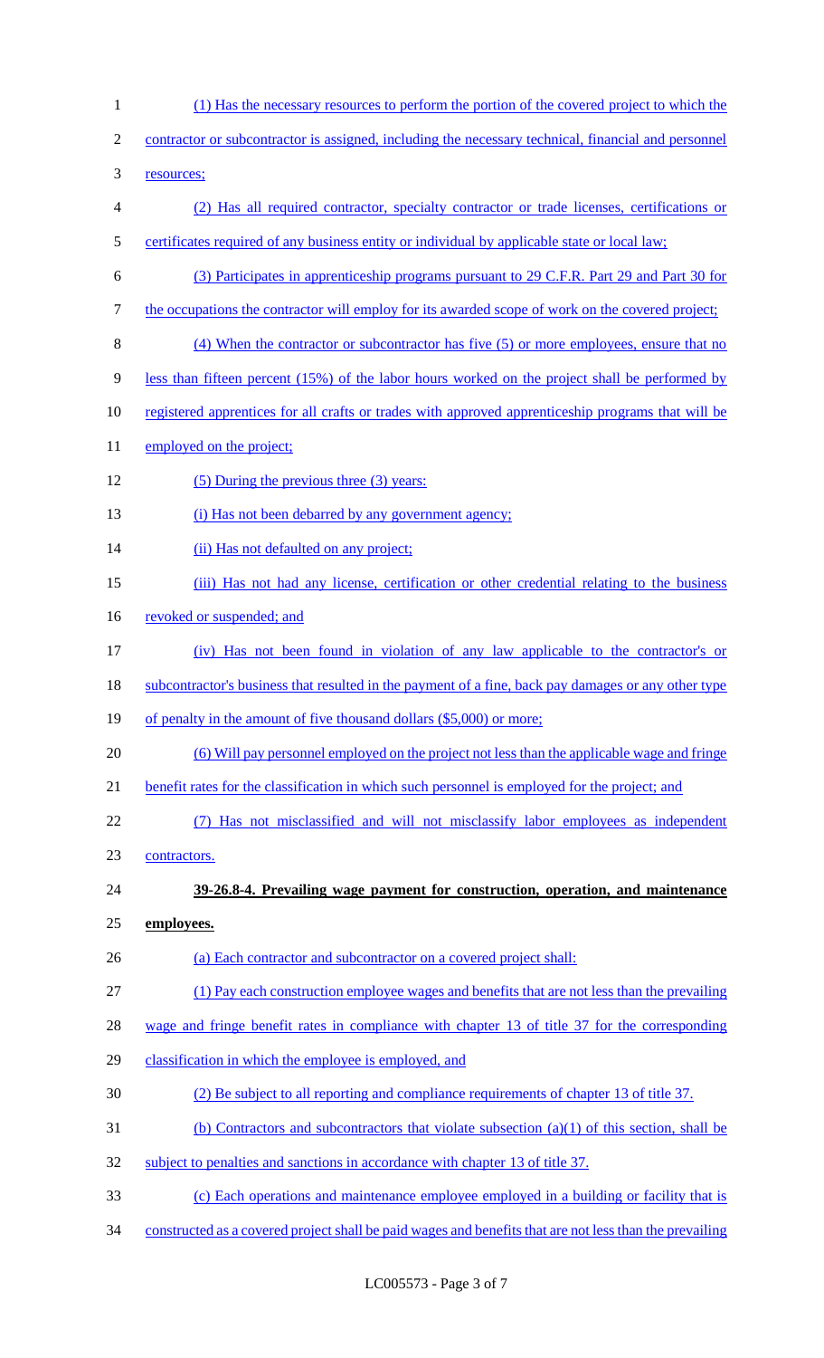(1) Has the necessary resources to perform the portion of the covered project to which the contractor or subcontractor is assigned, including the necessary technical, financial and personnel resources;

(2) Has all required contractor, specialty contractor or trade licenses, certifications or certificates required of any business entity or individual by applicable state or local law;

(3) Participates in apprenticeship programs pursuant to 29 C.F.R. Part 29 and Part 30 for the occupations the contractor will employ for its awarded scope of work on the covered project;

(4) When the contractor or subcontractor has five (5) or more employees, ensure that no less than fifteen percent (15%) of the labor hours worked on the project shall be performed by registered apprentices for all crafts or trades with approved apprenticeship programs that will be employed on the project;

(5) During the previous three (3) years:

(i) Has not been debarred by any government agency;

(ii) Has not defaulted on any project;

(iii) Has not had any license, certification or other credential relating to the business revoked or suspended; and

(iv) Has not been found in violation of any law applicable to the contractor's or subcontractor's business that resulted in the payment of a fine, back pay damages or any other type of penalty in the amount of five thousand dollars ($5,000) or more;

(6) Will pay personnel employed on the project not less than the applicable wage and fringe benefit rates for the classification in which such personnel is employed for the project; and

(7) Has not misclassified and will not misclassify labor employees as independent contractors.

**39-26.8-4. Prevailing wage payment for construction, operation, and maintenance employees.**

(a) Each contractor and subcontractor on a covered project shall:

(1) Pay each construction employee wages and benefits that are not less than the prevailing wage and fringe benefit rates in compliance with chapter 13 of title 37 for the corresponding classification in which the employee is employed, and

(2) Be subject to all reporting and compliance requirements of chapter 13 of title 37.

(b) Contractors and subcontractors that violate subsection (a)(1) of this section, shall be subject to penalties and sanctions in accordance with chapter 13 of title 37.

(c) Each operations and maintenance employee employed in a building or facility that is constructed as a covered project shall be paid wages and benefits that are not less than the prevailing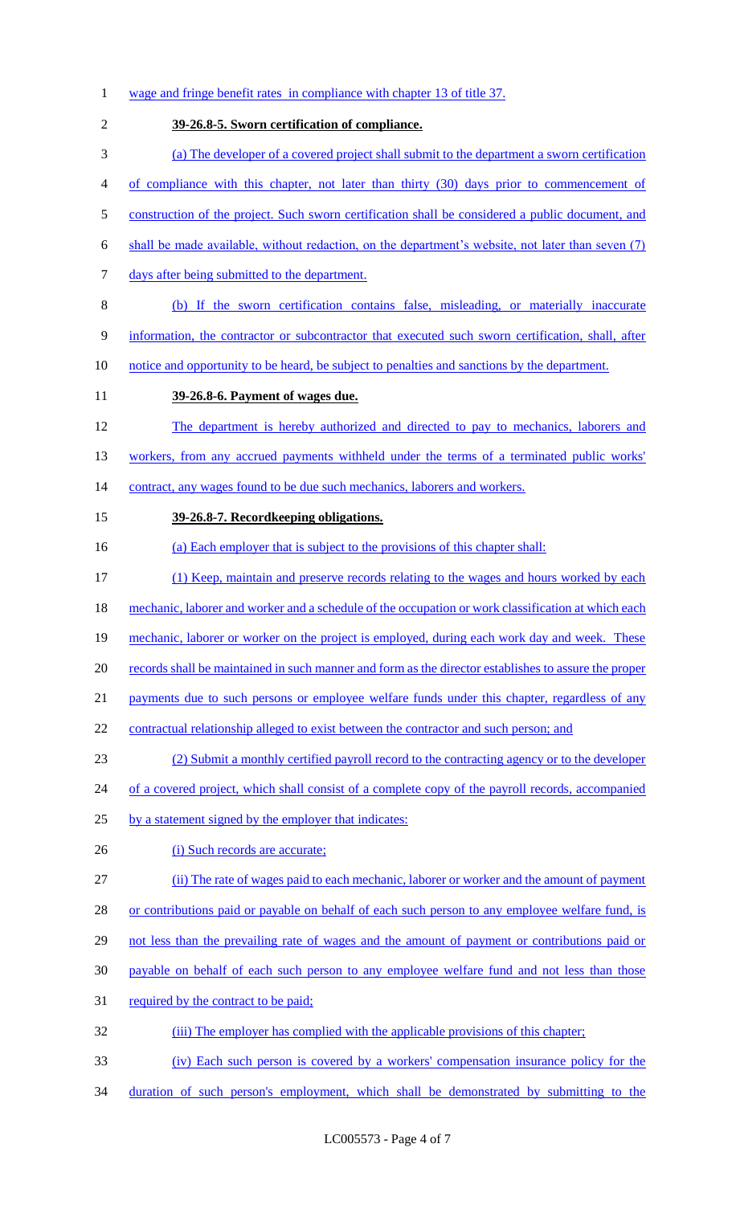wage and fringe benefit rates in compliance with chapter 13 of title 37.

**39-26.8-5. Sworn certification of compliance.**

(a) The developer of a covered project shall submit to the department a sworn certification of compliance with this chapter, not later than thirty (30) days prior to commencement of construction of the project. Such sworn certification shall be considered a public document, and shall be made available, without redaction, on the department's website, not later than seven (7) days after being submitted to the department.

(b) If the sworn certification contains false, misleading, or materially inaccurate information, the contractor or subcontractor that executed such sworn certification, shall, after notice and opportunity to be heard, be subject to penalties and sanctions by the department.

**39-26.8-6. Payment of wages due.**

The department is hereby authorized and directed to pay to mechanics, laborers and workers, from any accrued payments withheld under the terms of a terminated public works' contract, any wages found to be due such mechanics, laborers and workers.

**39-26.8-7. Recordkeeping obligations.**

(a) Each employer that is subject to the provisions of this chapter shall:

(1) Keep, maintain and preserve records relating to the wages and hours worked by each mechanic, laborer and worker and a schedule of the occupation or work classification at which each mechanic, laborer or worker on the project is employed, during each work day and week. These records shall be maintained in such manner and form as the director establishes to assure the proper payments due to such persons or employee welfare funds under this chapter, regardless of any contractual relationship alleged to exist between the contractor and such person; and

(2) Submit a monthly certified payroll record to the contracting agency or to the developer of a covered project, which shall consist of a complete copy of the payroll records, accompanied by a statement signed by the employer that indicates:

(i) Such records are accurate;

(ii) The rate of wages paid to each mechanic, laborer or worker and the amount of payment or contributions paid or payable on behalf of each such person to any employee welfare fund, is not less than the prevailing rate of wages and the amount of payment or contributions paid or payable on behalf of each such person to any employee welfare fund and not less than those required by the contract to be paid;

(iii) The employer has complied with the applicable provisions of this chapter;

(iv) Each such person is covered by a workers' compensation insurance policy for the duration of such person's employment, which shall be demonstrated by submitting to the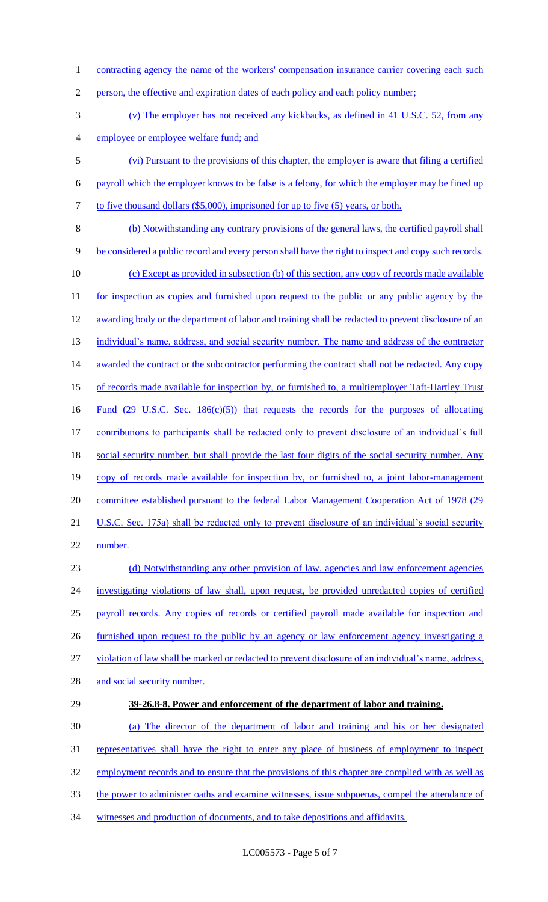contracting agency the name of the workers' compensation insurance carrier covering each such person, the effective and expiration dates of each policy and each policy number;

(v) The employer has not received any kickbacks, as defined in 41 U.S.C. 52, from any employee or employee welfare fund; and

(vi) Pursuant to the provisions of this chapter, the employer is aware that filing a certified payroll which the employer knows to be false is a felony, for which the employer may be fined up to five thousand dollars ($5,000), imprisoned for up to five (5) years, or both.

(b) Notwithstanding any contrary provisions of the general laws, the certified payroll shall be considered a public record and every person shall have the right to inspect and copy such records.

(c) Except as provided in subsection (b) of this section, any copy of records made available for inspection as copies and furnished upon request to the public or any public agency by the awarding body or the department of labor and training shall be redacted to prevent disclosure of an individual's name, address, and social security number. The name and address of the contractor awarded the contract or the subcontractor performing the contract shall not be redacted. Any copy of records made available for inspection by, or furnished to, a multiemployer Taft-Hartley Trust Fund (29 U.S.C. Sec. 186(c)(5)) that requests the records for the purposes of allocating contributions to participants shall be redacted only to prevent disclosure of an individual's full social security number, but shall provide the last four digits of the social security number. Any copy of records made available for inspection by, or furnished to, a joint labor-management committee established pursuant to the federal Labor Management Cooperation Act of 1978 (29 U.S.C. Sec. 175a) shall be redacted only to prevent disclosure of an individual's social security number.

(d) Notwithstanding any other provision of law, agencies and law enforcement agencies investigating violations of law shall, upon request, be provided unredacted copies of certified payroll records. Any copies of records or certified payroll made available for inspection and furnished upon request to the public by an agency or law enforcement agency investigating a violation of law shall be marked or redacted to prevent disclosure of an individual's name, address, and social security number.

**39-26.8-8. Power and enforcement of the department of labor and training.**

(a) The director of the department of labor and training and his or her designated representatives shall have the right to enter any place of business of employment to inspect employment records and to ensure that the provisions of this chapter are complied with as well as the power to administer oaths and examine witnesses, issue subpoenas, compel the attendance of witnesses and production of documents, and to take depositions and affidavits.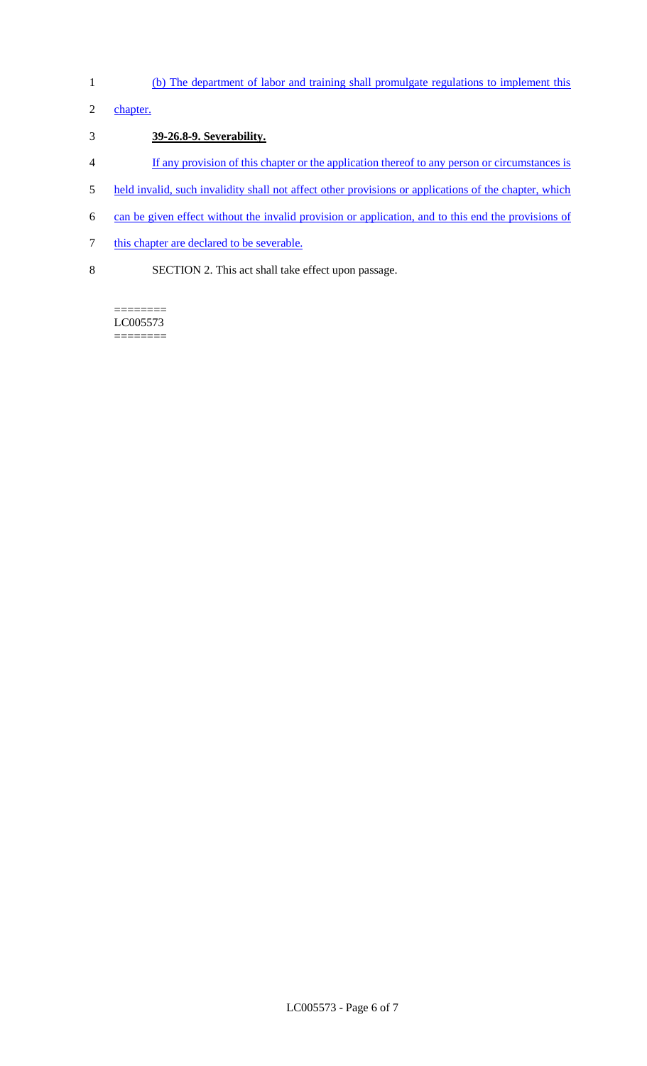(b) The department of labor and training shall promulgate regulations to implement this chapter.

**39-26.8-9. Severability.**

If any provision of this chapter or the application thereof to any person or circumstances is held invalid, such invalidity shall not affect other provisions or applications of the chapter, which can be given effect without the invalid provision or application, and to this end the provisions of this chapter are declared to be severable.

SECTION 2. This act shall take effect upon passage.

========
LC005573
========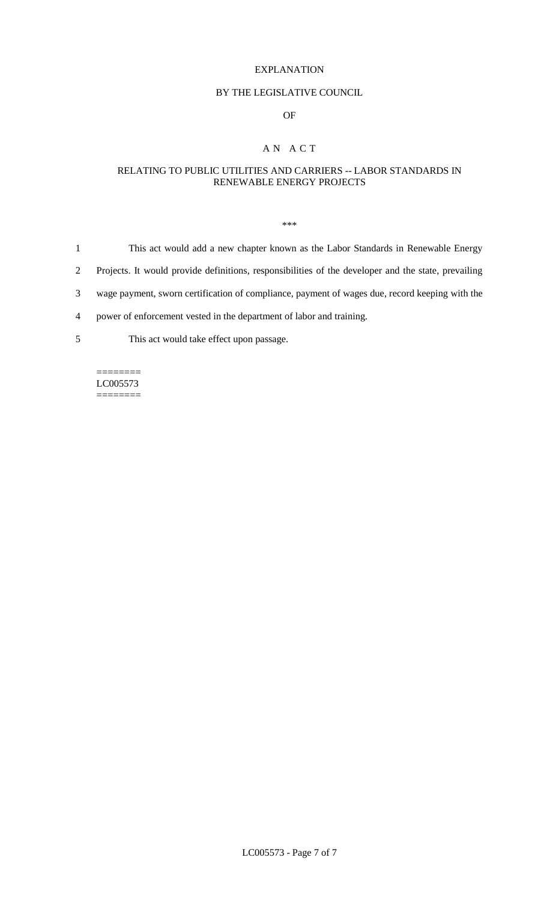EXPLANATION

BY THE LEGISLATIVE COUNCIL

OF

# A N A C T

## RELATING TO PUBLIC UTILITIES AND CARRIERS -- LABOR STANDARDS IN RENEWABLE ENERGY PROJECTS

\*\*\*

1 This act would add a new chapter known as the Labor Standards in Renewable Energy
2 Projects. It would provide definitions, responsibilities of the developer and the state, prevailing
3 wage payment, sworn certification of compliance, payment of wages due, record keeping with the
4 power of enforcement vested in the department of labor and training.
5 This act would take effect upon passage.

========
LC005573
========